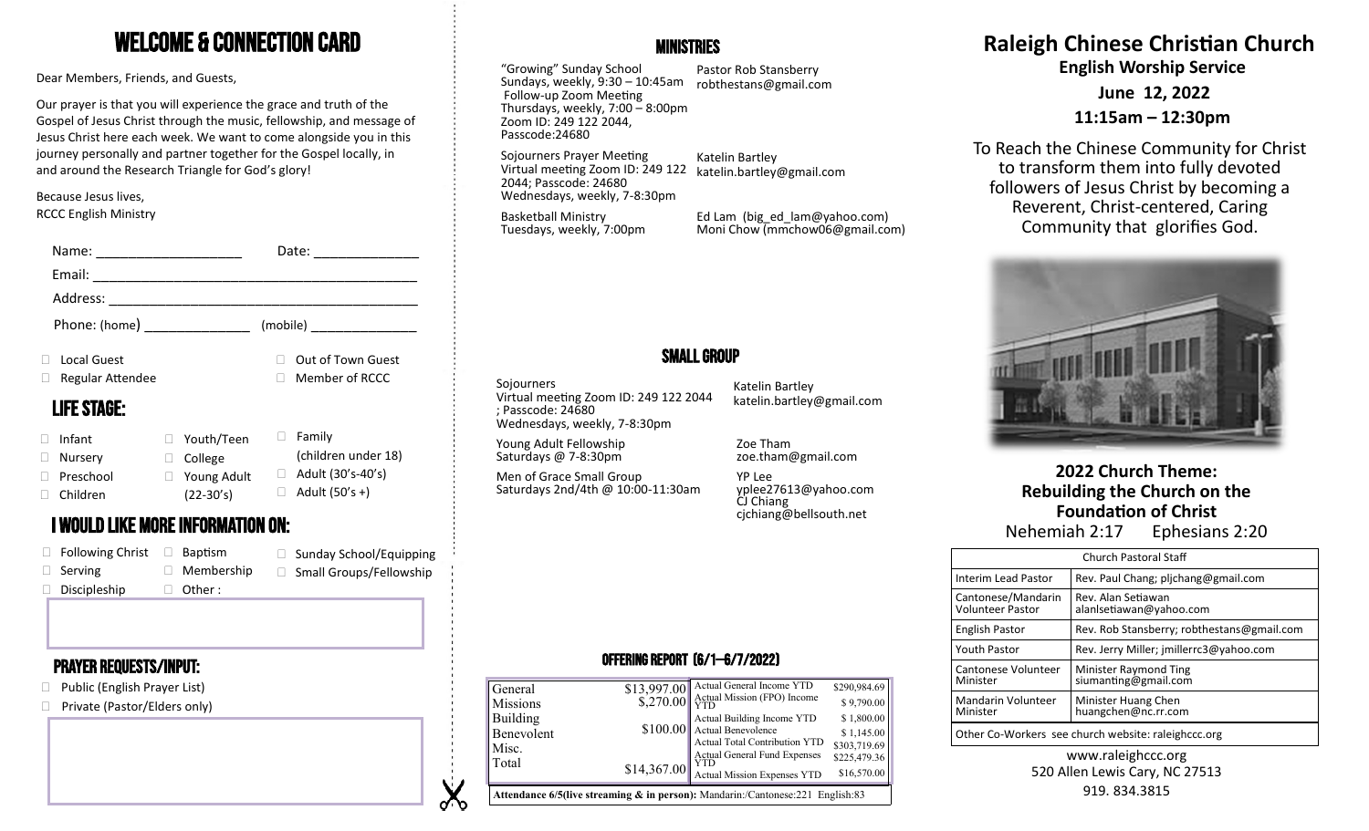# WELCOME & CONNECTION CARD

Dear Members, Friends, and Guests,

Our prayer is that you will experience the grace and truth of the Gospel of Jesus Christ through the music, fellowship, and message of Jesus Christ here each week. We want to come alongside you in this journey personally and partner together for the Gospel locally, in and around the Research Triangle for God's glory!

Because Jesus lives,
RCCC English Ministry

Name: ____________________ Date: ______________

Email: ____________________________________________

Address: __________________________________________

Phone: (home) ______________ (mobile) _______________

- ☐ Local Guest
- ☐ Out of Town Guest
- ☐ Regular Attendee
- ☐ Member of RCCC

## LIFE STAGE:

- ☐ Infant
- ☐ Nursery
- ☐ Preschool
- ☐ Children
- ☐ Youth/Teen
- ☐ College
- ☐ Young Adult (22-30's)
- ☐ Family (children under 18)
- ☐ Adult (30's-40's)
- ☐ Adult (50's +)

## I WOULD LIKE MORE INFORMATION ON:

- ☐ Following Christ
- ☐ Serving
- ☐ Discipleship
- ☐ Baptism
- ☐ Membership
- ☐ Other :
- ☐ Sunday School/Equipping
- ☐ Small Groups/Fellowship

## PRAYER REQUESTS/INPUT:

- ☐ Public (English Prayer List)
- ☐ Private (Pastor/Elders only)

## MINISTRIES

"Growing" Sunday School
Sundays, weekly, 9:30 – 10:45am
Follow-up Zoom Meeting
Thursdays, weekly, 7:00 – 8:00pm
Zoom ID: 249 122 2044,
Passcode:24680
Pastor Rob Stansberry
robthestans@gmail.com

Sojourners Prayer Meeting
Virtual meeting Zoom ID: 249 122 2044; Passcode: 24680
Wednesdays, weekly, 7-8:30pm
Katelin Bartley
katelin.bartley@gmail.com

Basketball Ministry
Tuesdays, weekly, 7:00pm
Ed Lam (big_ed_lam@yahoo.com)
Moni Chow (mmchow06@gmail.com)

## SMALL GROUP

Sojourners
Virtual meeting Zoom ID: 249 122 2044; Passcode: 24680
Wednesdays, weekly, 7-8:30pm
Katelin Bartley
katelin.bartley@gmail.com

Young Adult Fellowship
Saturdays @ 7-8:30pm
Zoe Tham
zoe.tham@gmail.com

Men of Grace Small Group
Saturdays 2nd/4th @ 10:00-11:30am
YP Lee
yplee27613@yahoo.com
CJ Chiang
cjchiang@bellsouth.net

## OFFERING REPORT (6/1—6/7/2022)

| | | | |
|---|---|---|---|
| General | $13,997.00 | Actual General Income YTD | $290,984.69 |
| Missions | $,270.00 | Actual Mission (FPO) Income YTD | $ 9,790.00 |
| Building | | Actual Building Income YTD | $ 1,800.00 |
| Benevolent | $100.00 | Actual Benevolence | $ 1,145.00 |
| Misc. | | Actual Total Contribution YTD | $303,719.69 |
| Total | $14,367.00 | Actual General Fund Expenses YTD | $225,479.36 |
| | | Actual Mission Expenses YTD | $16,570.00 |

**Attendance 6/5(live streaming & in person):** Mandarin:/Cantonese:221 English:83

# Raleigh Chinese Christian Church

**English Worship Service**

**June 12, 2022**

**11:15am – 12:30pm**

To Reach the Chinese Community for Christ to transform them into fully devoted followers of Jesus Christ by becoming a Reverent, Christ-centered, Caring Community that glorifies God.

**2022 Church Theme: Rebuilding the Church on the Foundation of Christ**
Nehemiah 2:17 Ephesians 2:20

| Church Pastoral Staff | |
|---|---|
| Interim Lead Pastor | Rev. Paul Chang; pljchang@gmail.com |
| Cantonese/Mandarin Volunteer Pastor | Rev. Alan Setiawan alanlsetiawan@yahoo.com |
| English Pastor | Rev. Rob Stansberry; robthestans@gmail.com |
| Youth Pastor | Rev. Jerry Miller; jmillerrc3@yahoo.com |
| Cantonese Volunteer Minister | Minister Raymond Ting siumanting@gmail.com |
| Mandarin Volunteer Minister | Minister Huang Chen huangchen@nc.rr.com |
| Other Co-Workers see church website: raleighccc.org | |

www.raleighccc.org
520 Allen Lewis Cary, NC 27513
919. 834.3815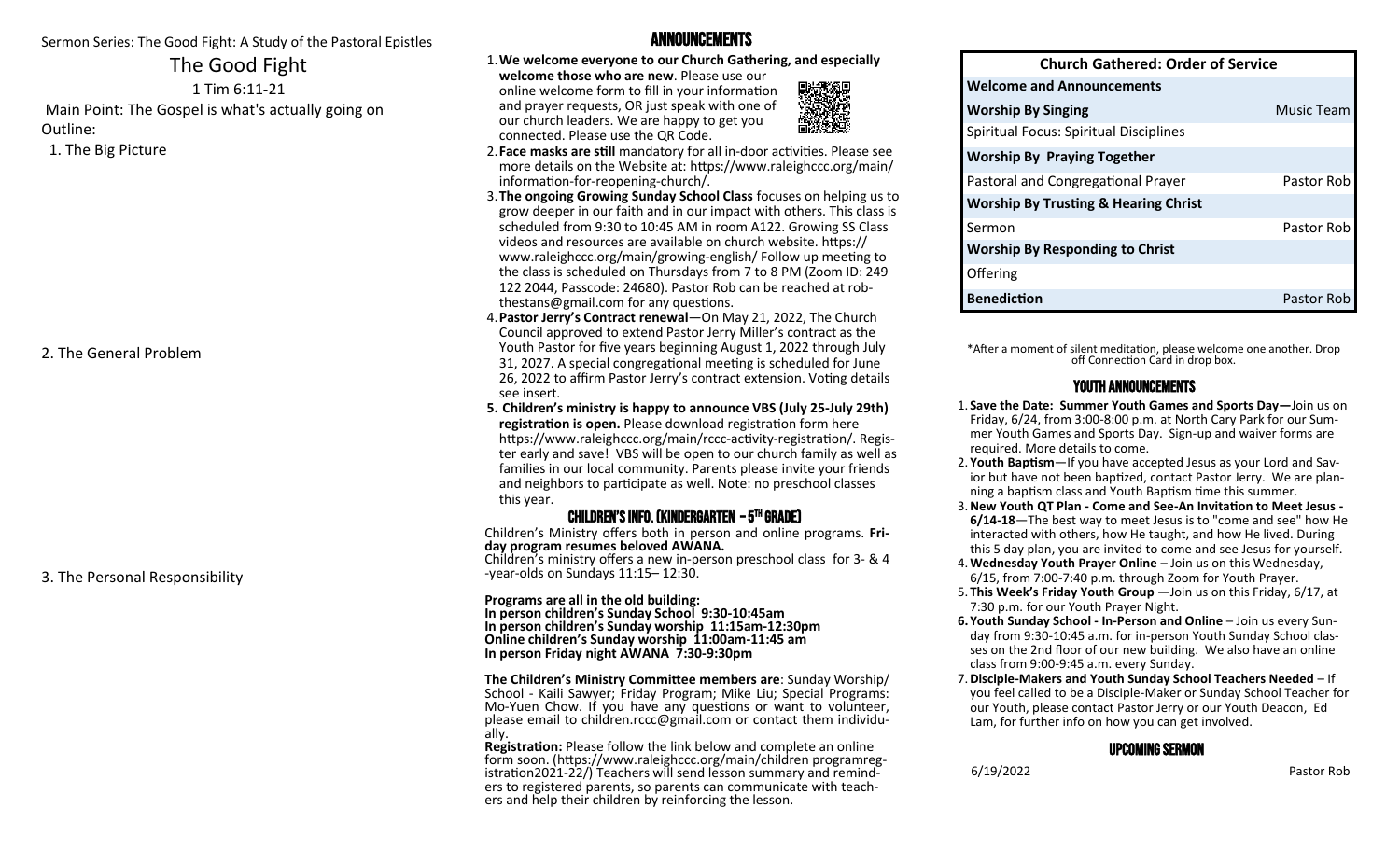Sermon Series: The Good Fight: A Study of the Pastoral Epistles

# The Good Fight

1 Tim 6:11-21

Main Point: The Gospel is what's actually going on

Outline:

1. The Big Picture

2. The General Problem

3. The Personal Responsibility

## ANNOUNCEMENTS

1. **We welcome everyone to our Church Gathering, and especially welcome those who are new**. Please use our online welcome form to fill in your information and prayer requests, OR just speak with one of our church leaders. We are happy to get you connected. Please use the QR Code.
2. **Face masks are still** mandatory for all in-door activities. Please see more details on the Website at: https://www.raleighccc.org/main/information-for-reopening-church/.
3. **The ongoing Growing Sunday School Class** focuses on helping us to grow deeper in our faith and in our impact with others. This class is scheduled from 9:30 to 10:45 AM in room A122. Growing SS Class videos and resources are available on church website. https://www.raleighccc.org/main/growing-english/ Follow up meeting to the class is scheduled on Thursdays from 7 to 8 PM (Zoom ID: 249 122 2044, Passcode: 24680). Pastor Rob can be reached at rob-thestans@gmail.com for any questions.
4. **Pastor Jerry's Contract renewal**—On May 21, 2022, The Church Council approved to extend Pastor Jerry Miller's contract as the Youth Pastor for five years beginning August 1, 2022 through July 31, 2027. A special congregational meeting is scheduled for June 26, 2022 to affirm Pastor Jerry's contract extension. Voting details see insert.
5. **Children's ministry is happy to announce VBS (July 25-July 29th) registration is open.** Please download registration form here https://www.raleighccc.org/main/rccc-activity-registration/. Register early and save! VBS will be open to our church family as well as families in our local community. Parents please invite your friends and neighbors to participate as well. Note: no preschool classes this year.

### CHILDREN'S INFO. (KINDERGARTEN – 5TH GRADE)

Children's Ministry offers both in person and online programs. **Friday program resumes beloved AWANA.**

Children's ministry offers a new in-person preschool class for 3- & 4-year-olds on Sundays 11:15– 12:30.

**Programs are all in the old building:**
**In person children's Sunday School 9:30-10:45am**
**In person children's Sunday worship 11:15am-12:30pm**
**Online children's Sunday worship 11:00am-11:45 am**
**In person Friday night AWANA 7:30-9:30pm**

**The Children's Ministry Committee members are**: Sunday Worship/School - Kaili Sawyer; Friday Program; Mike Liu; Special Programs: Mo-Yuen Chow. If you have any questions or want to volunteer, please email to children.rccc@gmail.com or contact them individually.

**Registration:** Please follow the link below and complete an online form soon. (https://www.raleighccc.org/main/children programregistration2021-22/) Teachers will send lesson summary and reminders to registered parents, so parents can communicate with teachers and help their children by reinforcing the lesson.

| Church Gathered: Order of Service | |
|---|---|
| **Welcome and Announcements** | |
| **Worship By Singing** | Music Team |
| Spiritual Focus: Spiritual Disciplines | |
| **Worship By Praying Together** | |
| Pastoral and Congregational Prayer | Pastor Rob |
| **Worship By Trusting & Hearing Christ** | |
| Sermon | Pastor Rob |
| **Worship By Responding to Christ** | |
| Offering | |
| **Benediction** | Pastor Rob |

*After a moment of silent meditation, please welcome one another. Drop off Connection Card in drop box.

### YOUTH ANNOUNCEMENTS

1. **Save the Date: Summer Youth Games and Sports Day—**Join us on Friday, 6/24, from 3:00-8:00 p.m. at North Cary Park for our Summer Youth Games and Sports Day. Sign-up and waiver forms are required. More details to come.
2. **Youth Baptism**—If you have accepted Jesus as your Lord and Savior but have not been baptized, contact Pastor Jerry. We are planning a baptism class and Youth Baptism time this summer.
3. **New Youth QT Plan - Come and See-An Invitation to Meet Jesus - 6/14-18**—The best way to meet Jesus is to "come and see" how He interacted with others, how He taught, and how He lived. During this 5 day plan, you are invited to come and see Jesus for yourself.
4. **Wednesday Youth Prayer Online** – Join us on this Wednesday, 6/15, from 7:00-7:40 p.m. through Zoom for Youth Prayer.
5. **This Week's Friday Youth Group —**Join us on this Friday, 6/17, at 7:30 p.m. for our Youth Prayer Night.
6. **Youth Sunday School - In-Person and Online** – Join us every Sunday from 9:30-10:45 a.m. for in-person Youth Sunday School classes on the 2nd floor of our new building. We also have an online class from 9:00-9:45 a.m. every Sunday.
7. **Disciple-Makers and Youth Sunday School Teachers Needed** – If you feel called to be a Disciple-Maker or Sunday School Teacher for our Youth, please contact Pastor Jerry or our Youth Deacon, Ed Lam, for further info on how you can get involved.

### UPCOMING SERMON

6/19/2022 Pastor Rob